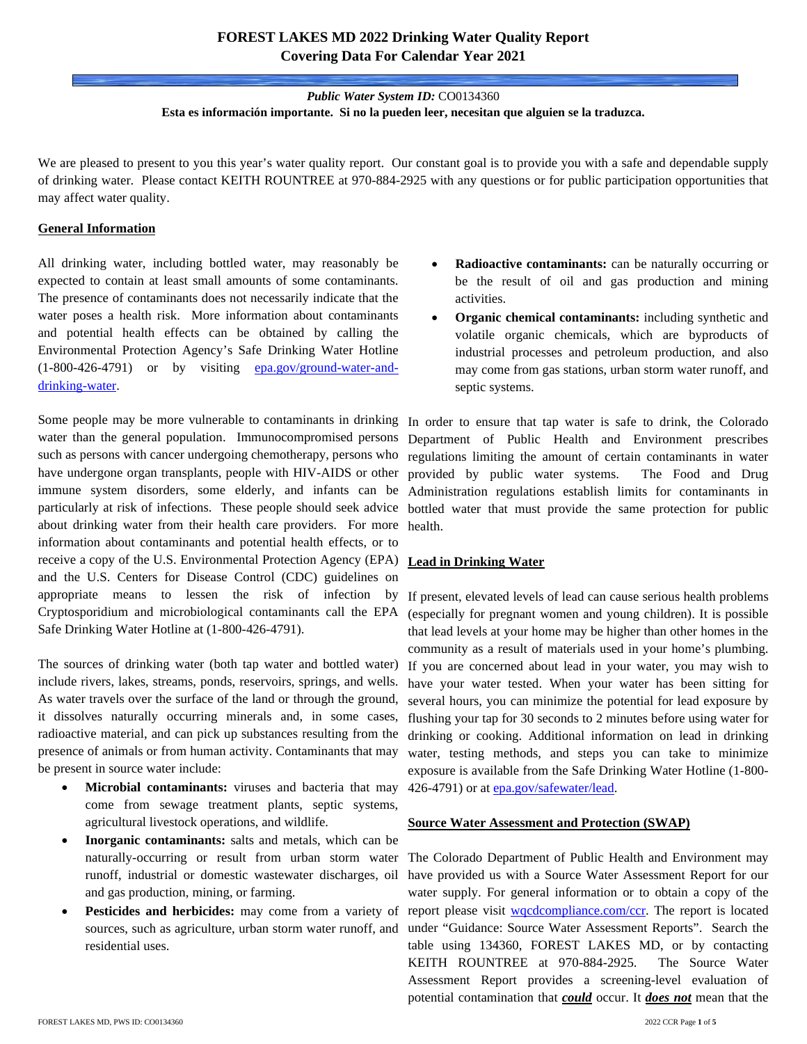# FOREST LAKES MD 2022 Drinking Water Quality Report
## Covering Data For Calendar Year 2021

***Public Water System ID:*** CO0134360

**Esta es información importante. Si no la pueden leer, necesitan que alguien se la traduzca.**

We are pleased to present to you this year's water quality report. Our constant goal is to provide you with a safe and dependable supply of drinking water. Please contact KEITH ROUNTREE at 970-884-2925 with any questions or for public participation opportunities that may affect water quality.

### General Information

All drinking water, including bottled water, may reasonably be expected to contain at least small amounts of some contaminants. The presence of contaminants does not necessarily indicate that the water poses a health risk. More information about contaminants and potential health effects can be obtained by calling the Environmental Protection Agency's Safe Drinking Water Hotline (1-800-426-4791) or by visiting epa.gov/ground-water-and-drinking-water.

Some people may be more vulnerable to contaminants in drinking water than the general population. Immunocompromised persons such as persons with cancer undergoing chemotherapy, persons who have undergone organ transplants, people with HIV-AIDS or other immune system disorders, some elderly, and infants can be particularly at risk of infections. These people should seek advice about drinking water from their health care providers. For more information about contaminants and potential health effects, or to receive a copy of the U.S. Environmental Protection Agency (EPA) and the U.S. Centers for Disease Control (CDC) guidelines on appropriate means to lessen the risk of infection by Cryptosporidium and microbiological contaminants call the EPA Safe Drinking Water Hotline at (1-800-426-4791).

The sources of drinking water (both tap water and bottled water) include rivers, lakes, streams, ponds, reservoirs, springs, and wells. As water travels over the surface of the land or through the ground, it dissolves naturally occurring minerals and, in some cases, radioactive material, and can pick up substances resulting from the presence of animals or from human activity. Contaminants that may be present in source water include:

- **Microbial contaminants:** viruses and bacteria that may come from sewage treatment plants, septic systems, agricultural livestock operations, and wildlife.
- **Inorganic contaminants:** salts and metals, which can be naturally-occurring or result from urban storm water runoff, industrial or domestic wastewater discharges, oil and gas production, mining, or farming.
- **Pesticides and herbicides:** may come from a variety of sources, such as agriculture, urban storm water runoff, and residential uses.
- **Radioactive contaminants:** can be naturally occurring or be the result of oil and gas production and mining activities.
- **Organic chemical contaminants:** including synthetic and volatile organic chemicals, which are byproducts of industrial processes and petroleum production, and also may come from gas stations, urban storm water runoff, and septic systems.

In order to ensure that tap water is safe to drink, the Colorado Department of Public Health and Environment prescribes regulations limiting the amount of certain contaminants in water provided by public water systems. The Food and Drug Administration regulations establish limits for contaminants in bottled water that must provide the same protection for public health.

### Lead in Drinking Water

If present, elevated levels of lead can cause serious health problems (especially for pregnant women and young children). It is possible that lead levels at your home may be higher than other homes in the community as a result of materials used in your home's plumbing. If you are concerned about lead in your water, you may wish to have your water tested. When your water has been sitting for several hours, you can minimize the potential for lead exposure by flushing your tap for 30 seconds to 2 minutes before using water for drinking or cooking. Additional information on lead in drinking water, testing methods, and steps you can take to minimize exposure is available from the Safe Drinking Water Hotline (1-800-426-4791) or at epa.gov/safewater/lead.

### Source Water Assessment and Protection (SWAP)

The Colorado Department of Public Health and Environment may have provided us with a Source Water Assessment Report for our water supply. For general information or to obtain a copy of the report please visit wqcdcompliance.com/ccr. The report is located under "Guidance: Source Water Assessment Reports". Search the table using 134360, FOREST LAKES MD, or by contacting KEITH ROUNTREE at 970-884-2925. The Source Water Assessment Report provides a screening-level evaluation of potential contamination that ***could*** occur. It ***does not*** mean that the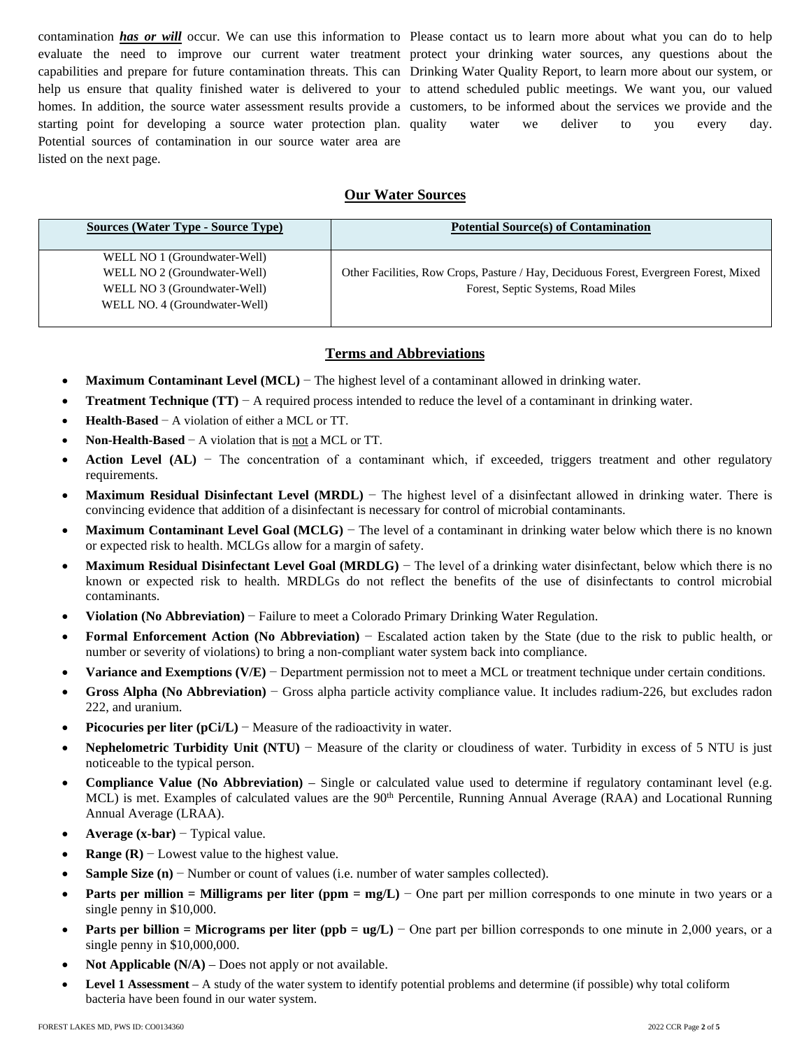contamination ***has or will*** occur. We can use this information to evaluate the need to improve our current water treatment capabilities and prepare for future contamination threats. This can help us ensure that quality finished water is delivered to your homes. In addition, the source water assessment results provide a starting point for developing a source water protection plan. Potential sources of contamination in our source water area are listed on the next page.

Please contact us to learn more about what you can do to help protect your drinking water sources, any questions about the Drinking Water Quality Report, to learn more about our system, or to attend scheduled public meetings. We want you, our valued customers, to be informed about the services we provide and the quality water we deliver to you every day.

## Our Water Sources

| Sources (Water Type - Source Type) | Potential Source(s) of Contamination |
|---|---|
| WELL NO 1 (Groundwater-Well)<br>WELL NO 2 (Groundwater-Well)<br>WELL NO 3 (Groundwater-Well)<br>WELL NO. 4 (Groundwater-Well) | Other Facilities, Row Crops, Pasture / Hay, Deciduous Forest, Evergreen Forest, Mixed Forest, Septic Systems, Road Miles |

## Terms and Abbreviations

- **Maximum Contaminant Level (MCL)** − The highest level of a contaminant allowed in drinking water.
- **Treatment Technique (TT)** − A required process intended to reduce the level of a contaminant in drinking water.
- **Health-Based** − A violation of either a MCL or TT.
- **Non-Health-Based** − A violation that is not a MCL or TT.
- **Action Level (AL)** − The concentration of a contaminant which, if exceeded, triggers treatment and other regulatory requirements.
- **Maximum Residual Disinfectant Level (MRDL)** − The highest level of a disinfectant allowed in drinking water. There is convincing evidence that addition of a disinfectant is necessary for control of microbial contaminants.
- **Maximum Contaminant Level Goal (MCLG)** − The level of a contaminant in drinking water below which there is no known or expected risk to health. MCLGs allow for a margin of safety.
- **Maximum Residual Disinfectant Level Goal (MRDLG)** − The level of a drinking water disinfectant, below which there is no known or expected risk to health. MRDLGs do not reflect the benefits of the use of disinfectants to control microbial contaminants.
- **Violation (No Abbreviation)** − Failure to meet a Colorado Primary Drinking Water Regulation.
- **Formal Enforcement Action (No Abbreviation)** − Escalated action taken by the State (due to the risk to public health, or number or severity of violations) to bring a non-compliant water system back into compliance.
- **Variance and Exemptions (V/E)** − Department permission not to meet a MCL or treatment technique under certain conditions.
- **Gross Alpha (No Abbreviation)** − Gross alpha particle activity compliance value. It includes radium-226, but excludes radon 222, and uranium.
- **Picocuries per liter (pCi/L)** − Measure of the radioactivity in water.
- **Nephelometric Turbidity Unit (NTU)** − Measure of the clarity or cloudiness of water. Turbidity in excess of 5 NTU is just noticeable to the typical person.
- **Compliance Value (No Abbreviation)** – Single or calculated value used to determine if regulatory contaminant level (e.g. MCL) is met. Examples of calculated values are the 90th Percentile, Running Annual Average (RAA) and Locational Running Annual Average (LRAA).
- **Average (x-bar)** − Typical value.
- **Range (R)** − Lowest value to the highest value.
- **Sample Size (n)** − Number or count of values (i.e. number of water samples collected).
- **Parts per million = Milligrams per liter (ppm = mg/L)** − One part per million corresponds to one minute in two years or a single penny in $10,000.
- **Parts per billion = Micrograms per liter (ppb = ug/L)** − One part per billion corresponds to one minute in 2,000 years, or a single penny in $10,000,000.
- **Not Applicable (N/A)** – Does not apply or not available.
- **Level 1 Assessment** – A study of the water system to identify potential problems and determine (if possible) why total coliform bacteria have been found in our water system.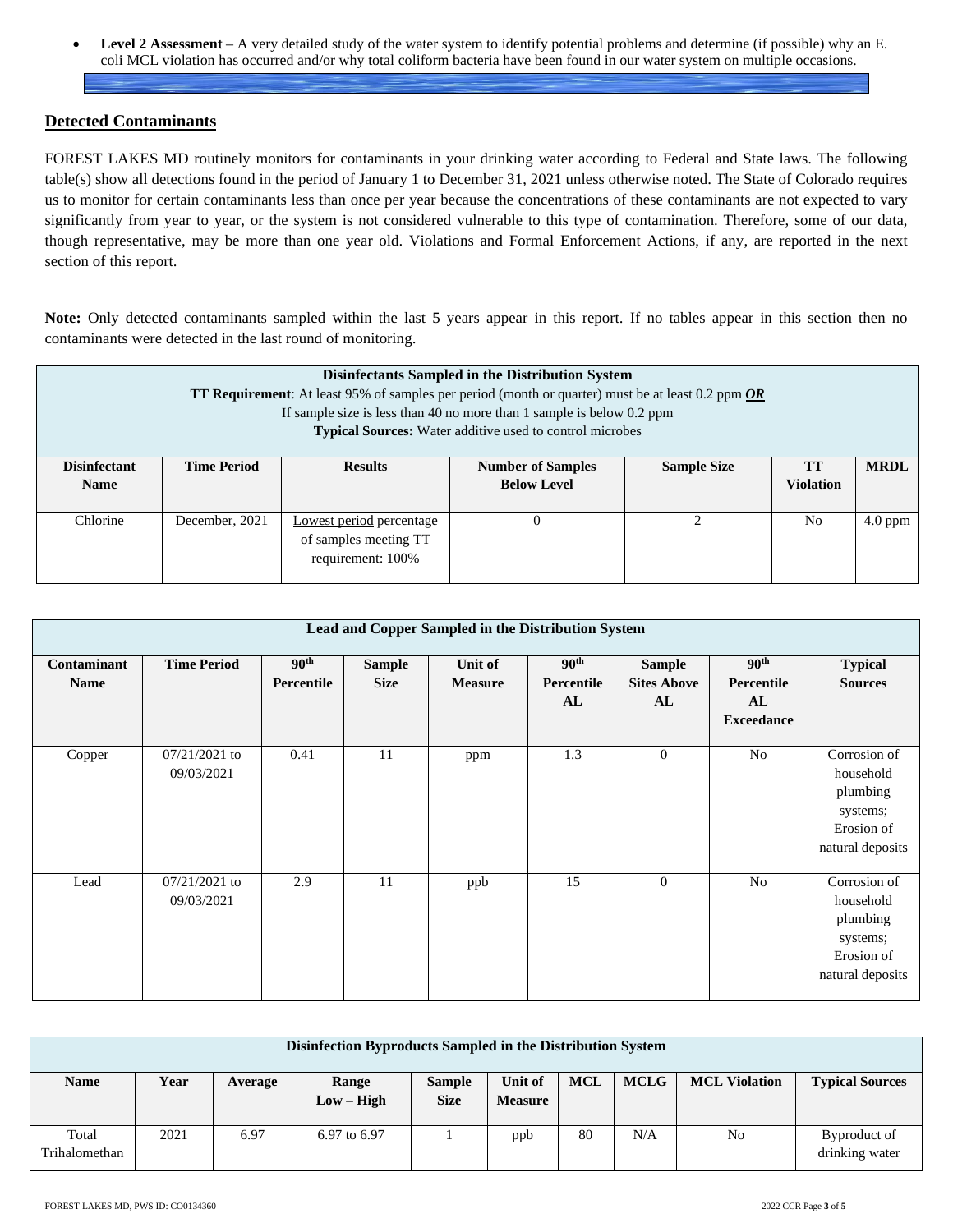- **Level 2 Assessment** – A very detailed study of the water system to identify potential problems and determine (if possible) why an E. coli MCL violation has occurred and/or why total coliform bacteria have been found in our water system on multiple occasions.

## Detected Contaminants

FOREST LAKES MD routinely monitors for contaminants in your drinking water according to Federal and State laws. The following table(s) show all detections found in the period of January 1 to December 31, 2021 unless otherwise noted. The State of Colorado requires us to monitor for certain contaminants less than once per year because the concentrations of these contaminants are not expected to vary significantly from year to year, or the system is not considered vulnerable to this type of contamination. Therefore, some of our data, though representative, may be more than one year old. Violations and Formal Enforcement Actions, if any, are reported in the next section of this report.

**Note:** Only detected contaminants sampled within the last 5 years appear in this report. If no tables appear in this section then no contaminants were detected in the last round of monitoring.

| **Disinfectants Sampled in the Distribution System**<br>**TT Requirement**: At least 95% of samples per period (month or quarter) must be at least 0.2 ppm ***OR***<br>If sample size is less than 40 no more than 1 sample is below 0.2 ppm<br>**Typical Sources:** Water additive used to control microbes | | | | | | |
|---|---|---|---|---|---|---|
| **Disinfectant Name** | **Time Period** | **Results** | **Number of Samples Below Level** | **Sample Size** | **TT Violation** | **MRDL** |
| Chlorine | December, 2021 | Lowest period percentage of samples meeting TT requirement: 100% | 0 | 2 | No | 4.0 ppm |

| **Lead and Copper Sampled in the Distribution System** | | | | | | | | |
|---|---|---|---|---|---|---|---|---|
| **Contaminant Name** | **Time Period** | **90th Percentile** | **Sample Size** | **Unit of Measure** | **90th Percentile AL** | **Sample Sites Above AL** | **90th Percentile AL Exceedance** | **Typical Sources** |
| Copper | 07/21/2021 to 09/03/2021 | 0.41 | 11 | ppm | 1.3 | 0 | No | Corrosion of household plumbing systems; Erosion of natural deposits |
| Lead | 07/21/2021 to 09/03/2021 | 2.9 | 11 | ppb | 15 | 0 | No | Corrosion of household plumbing systems; Erosion of natural deposits |

| **Disinfection Byproducts Sampled in the Distribution System** | | | | | | | | | |
|---|---|---|---|---|---|---|---|---|---|
| **Name** | **Year** | **Average** | **Range Low – High** | **Sample Size** | **Unit of Measure** | **MCL** | **MCLG** | **MCL Violation** | **Typical Sources** |
| Total Trihalomethan | 2021 | 6.97 | 6.97 to 6.97 | 1 | ppb | 80 | N/A | No | Byproduct of drinking water |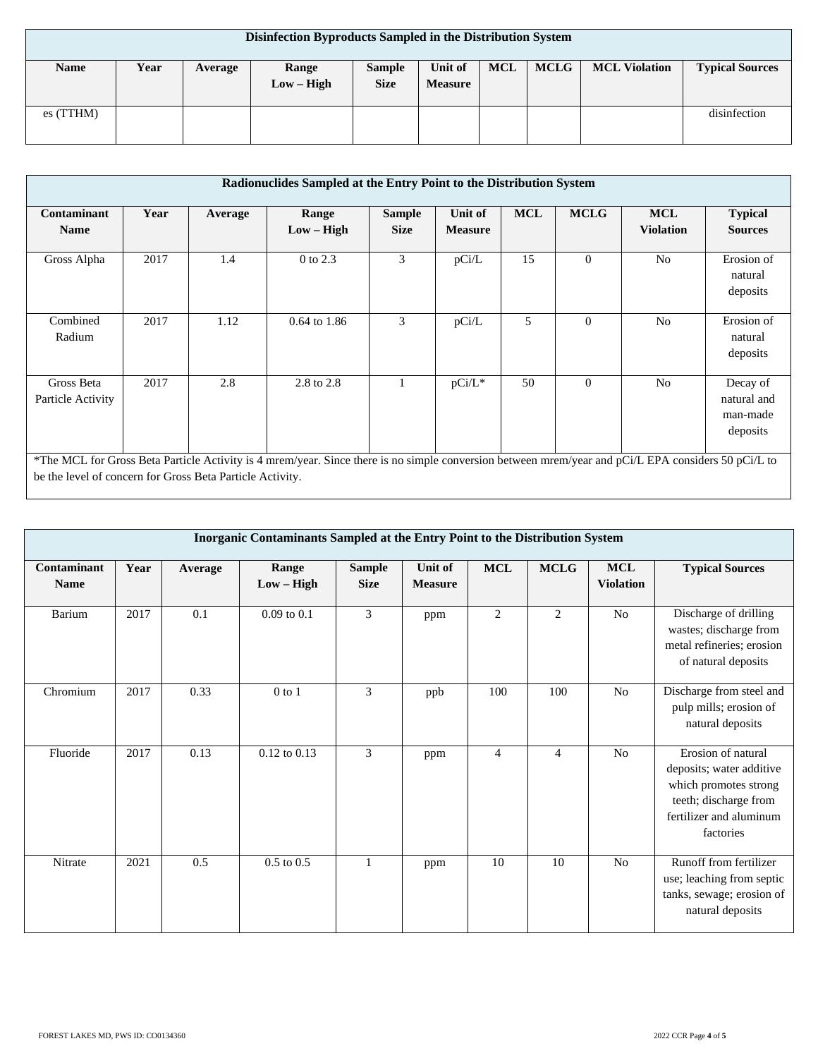| Disinfection Byproducts Sampled in the Distribution System | | | | | | | | | |
|---|---|---|---|---|---|---|---|---|---|
| **Name** | **Year** | **Average** | **Range Low – High** | **Sample Size** | **Unit of Measure** | **MCL** | **MCLG** | **MCL Violation** | **Typical Sources** |
| es (TTHM) | | | | | | | | | disinfection |

| Radionuclides Sampled at the Entry Point to the Distribution System | | | | | | | | | |
|---|---|---|---|---|---|---|---|---|---|
| **Contaminant Name** | **Year** | **Average** | **Range Low – High** | **Sample Size** | **Unit of Measure** | **MCL** | **MCLG** | **MCL Violation** | **Typical Sources** |
| Gross Alpha | 2017 | 1.4 | 0 to 2.3 | 3 | pCi/L | 15 | 0 | No | Erosion of natural deposits |
| Combined Radium | 2017 | 1.12 | 0.64 to 1.86 | 3 | pCi/L | 5 | 0 | No | Erosion of natural deposits |
| Gross Beta Particle Activity | 2017 | 2.8 | 2.8 to 2.8 | 1 | pCi/L* | 50 | 0 | No | Decay of natural and man-made deposits |

*The MCL for Gross Beta Particle Activity is 4 mrem/year. Since there is no simple conversion between mrem/year and pCi/L EPA considers 50 pCi/L to be the level of concern for Gross Beta Particle Activity.

| Inorganic Contaminants Sampled at the Entry Point to the Distribution System | | | | | | | | | |
|---|---|---|---|---|---|---|---|---|---|
| **Contaminant Name** | **Year** | **Average** | **Range Low – High** | **Sample Size** | **Unit of Measure** | **MCL** | **MCLG** | **MCL Violation** | **Typical Sources** |
| Barium | 2017 | 0.1 | 0.09 to 0.1 | 3 | ppm | 2 | 2 | No | Discharge of drilling wastes; discharge from metal refineries; erosion of natural deposits |
| Chromium | 2017 | 0.33 | 0 to 1 | 3 | ppb | 100 | 100 | No | Discharge from steel and pulp mills; erosion of natural deposits |
| Fluoride | 2017 | 0.13 | 0.12 to 0.13 | 3 | ppm | 4 | 4 | No | Erosion of natural deposits; water additive which promotes strong teeth; discharge from fertilizer and aluminum factories |
| Nitrate | 2021 | 0.5 | 0.5 to 0.5 | 1 | ppm | 10 | 10 | No | Runoff from fertilizer use; leaching from septic tanks, sewage; erosion of natural deposits |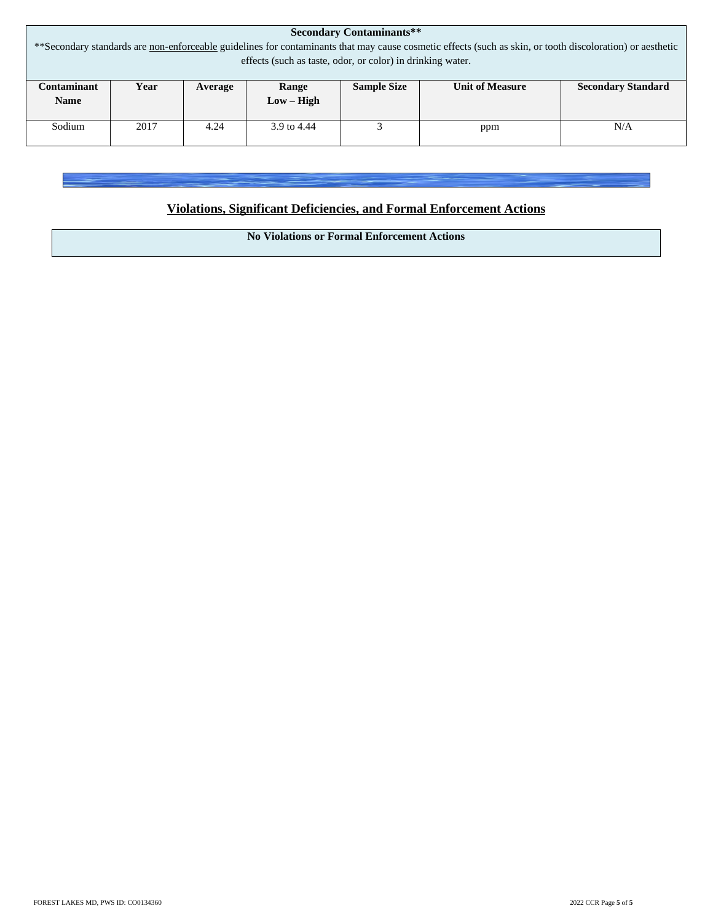**Secondary Contaminants****

**Secondary standards are non-enforceable guidelines for contaminants that may cause cosmetic effects (such as skin, or tooth discoloration) or aesthetic effects (such as taste, odor, or color) in drinking water.

| Contaminant Name | Year | Average | Range Low – High | Sample Size | Unit of Measure | Secondary Standard |
|---|---|---|---|---|---|---|
| Sodium | 2017 | 4.24 | 3.9 to 4.44 | 3 | ppm | N/A |

## Violations, Significant Deficiencies, and Formal Enforcement Actions

**No Violations or Formal Enforcement Actions**